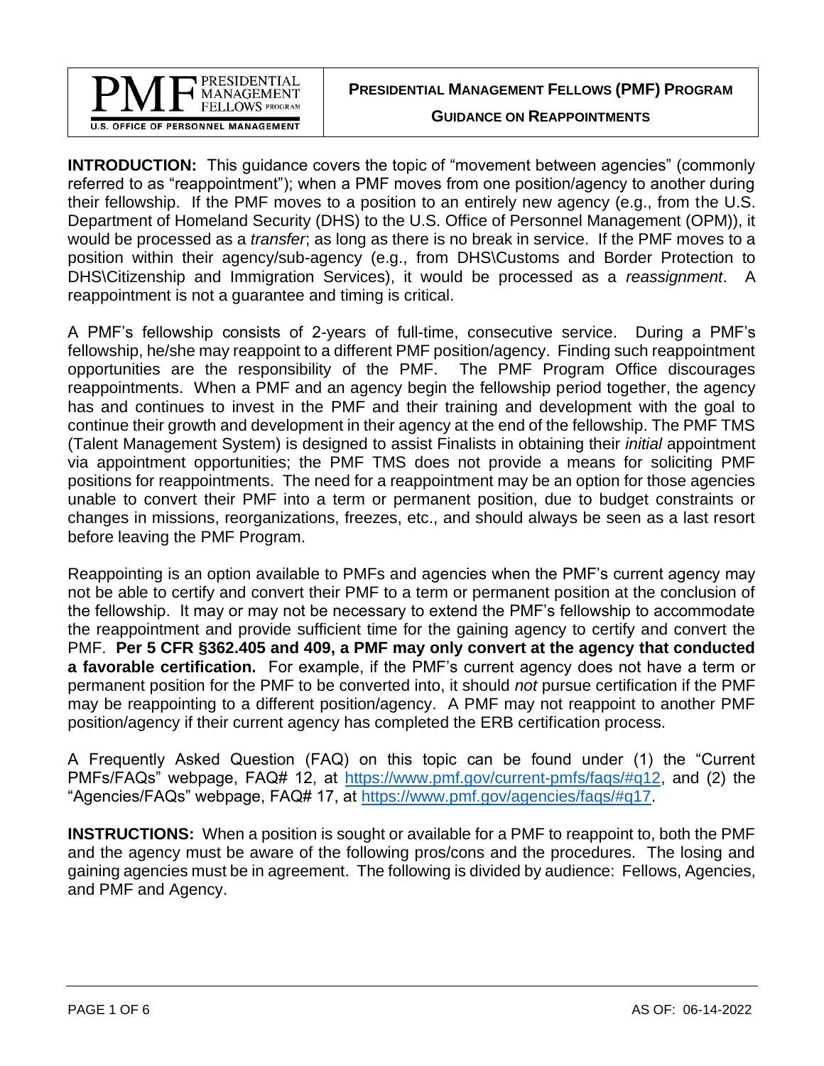PRESIDENTIAL MANAGEMENT FELLOWS PROGRAM
U.S. OFFICE OF PERSONNEL MANAGEMENT

# PRESIDENTIAL MANAGEMENT FELLOWS (PMF) PROGRAM

## GUIDANCE ON REAPPOINTMENTS

**INTRODUCTION:** This guidance covers the topic of "movement between agencies" (commonly referred to as "reappointment"); when a PMF moves from one position/agency to another during their fellowship. If the PMF moves to a position to an entirely new agency (e.g., from the U.S. Department of Homeland Security (DHS) to the U.S. Office of Personnel Management (OPM)), it would be processed as a *transfer*; as long as there is no break in service. If the PMF moves to a position within their agency/sub-agency (e.g., from DHS\Customs and Border Protection to DHS\Citizenship and Immigration Services), it would be processed as a *reassignment*. A reappointment is not a guarantee and timing is critical.

A PMF's fellowship consists of 2-years of full-time, consecutive service. During a PMF's fellowship, he/she may reappoint to a different PMF position/agency. Finding such reappointment opportunities are the responsibility of the PMF. The PMF Program Office discourages reappointments. When a PMF and an agency begin the fellowship period together, the agency has and continues to invest in the PMF and their training and development with the goal to continue their growth and development in their agency at the end of the fellowship. The PMF TMS (Talent Management System) is designed to assist Finalists in obtaining their *initial* appointment via appointment opportunities; the PMF TMS does not provide a means for soliciting PMF positions for reappointments. The need for a reappointment may be an option for those agencies unable to convert their PMF into a term or permanent position, due to budget constraints or changes in missions, reorganizations, freezes, etc., and should always be seen as a last resort before leaving the PMF Program.

Reappointing is an option available to PMFs and agencies when the PMF's current agency may not be able to certify and convert their PMF to a term or permanent position at the conclusion of the fellowship. It may or may not be necessary to extend the PMF's fellowship to accommodate the reappointment and provide sufficient time for the gaining agency to certify and convert the PMF. **Per 5 CFR §362.405 and 409, a PMF may only convert at the agency that conducted a favorable certification.** For example, if the PMF's current agency does not have a term or permanent position for the PMF to be converted into, it should *not* pursue certification if the PMF may be reappointing to a different position/agency. A PMF may not reappoint to another PMF position/agency if their current agency has completed the ERB certification process.

A Frequently Asked Question (FAQ) on this topic can be found under (1) the "Current PMFs/FAQs" webpage, FAQ# 12, at https://www.pmf.gov/current-pmfs/faqs/#q12, and (2) the "Agencies/FAQs" webpage, FAQ# 17, at https://www.pmf.gov/agencies/faqs/#q17.

**INSTRUCTIONS:** When a position is sought or available for a PMF to reappoint to, both the PMF and the agency must be aware of the following pros/cons and the procedures. The losing and gaining agencies must be in agreement. The following is divided by audience: Fellows, Agencies, and PMF and Agency.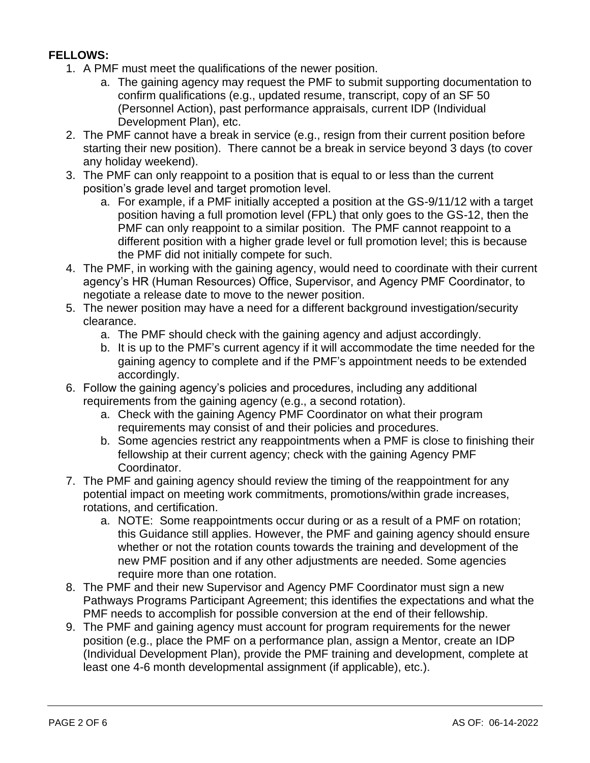**FELLOWS:**

1. A PMF must meet the qualifications of the newer position.
   a. The gaining agency may request the PMF to submit supporting documentation to confirm qualifications (e.g., updated resume, transcript, copy of an SF 50 (Personnel Action), past performance appraisals, current IDP (Individual Development Plan), etc.
2. The PMF cannot have a break in service (e.g., resign from their current position before starting their new position). There cannot be a break in service beyond 3 days (to cover any holiday weekend).
3. The PMF can only reappoint to a position that is equal to or less than the current position's grade level and target promotion level.
   a. For example, if a PMF initially accepted a position at the GS-9/11/12 with a target position having a full promotion level (FPL) that only goes to the GS-12, then the PMF can only reappoint to a similar position. The PMF cannot reappoint to a different position with a higher grade level or full promotion level; this is because the PMF did not initially compete for such.
4. The PMF, in working with the gaining agency, would need to coordinate with their current agency's HR (Human Resources) Office, Supervisor, and Agency PMF Coordinator, to negotiate a release date to move to the newer position.
5. The newer position may have a need for a different background investigation/security clearance.
   a. The PMF should check with the gaining agency and adjust accordingly.
   b. It is up to the PMF's current agency if it will accommodate the time needed for the gaining agency to complete and if the PMF's appointment needs to be extended accordingly.
6. Follow the gaining agency's policies and procedures, including any additional requirements from the gaining agency (e.g., a second rotation).
   a. Check with the gaining Agency PMF Coordinator on what their program requirements may consist of and their policies and procedures.
   b. Some agencies restrict any reappointments when a PMF is close to finishing their fellowship at their current agency; check with the gaining Agency PMF Coordinator.
7. The PMF and gaining agency should review the timing of the reappointment for any potential impact on meeting work commitments, promotions/within grade increases, rotations, and certification.
   a. NOTE: Some reappointments occur during or as a result of a PMF on rotation; this Guidance still applies. However, the PMF and gaining agency should ensure whether or not the rotation counts towards the training and development of the new PMF position and if any other adjustments are needed. Some agencies require more than one rotation.
8. The PMF and their new Supervisor and Agency PMF Coordinator must sign a new Pathways Programs Participant Agreement; this identifies the expectations and what the PMF needs to accomplish for possible conversion at the end of their fellowship.
9. The PMF and gaining agency must account for program requirements for the newer position (e.g., place the PMF on a performance plan, assign a Mentor, create an IDP (Individual Development Plan), provide the PMF training and development, complete at least one 4-6 month developmental assignment (if applicable), etc.).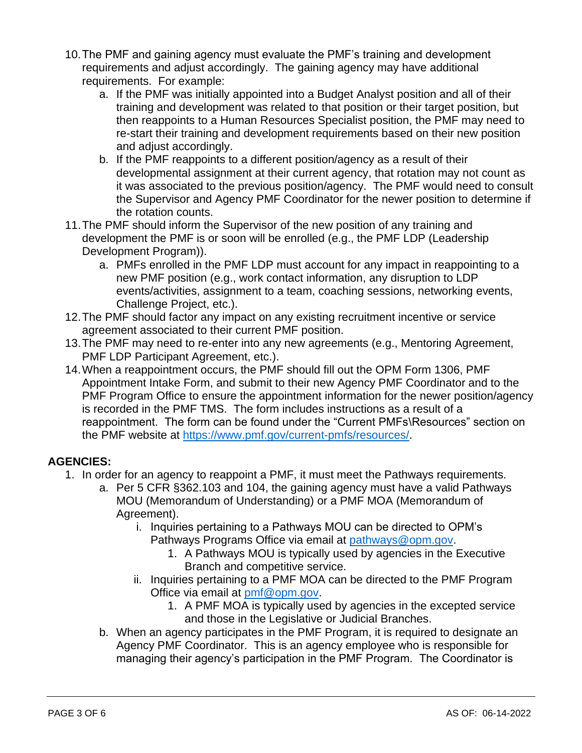10. The PMF and gaining agency must evaluate the PMF's training and development requirements and adjust accordingly. The gaining agency may have additional requirements. For example:
    a. If the PMF was initially appointed into a Budget Analyst position and all of their training and development was related to that position or their target position, but then reappoints to a Human Resources Specialist position, the PMF may need to re-start their training and development requirements based on their new position and adjust accordingly.
    b. If the PMF reappoints to a different position/agency as a result of their developmental assignment at their current agency, that rotation may not count as it was associated to the previous position/agency. The PMF would need to consult the Supervisor and Agency PMF Coordinator for the newer position to determine if the rotation counts.
11. The PMF should inform the Supervisor of the new position of any training and development the PMF is or soon will be enrolled (e.g., the PMF LDP (Leadership Development Program)).
    a. PMFs enrolled in the PMF LDP must account for any impact in reappointing to a new PMF position (e.g., work contact information, any disruption to LDP events/activities, assignment to a team, coaching sessions, networking events, Challenge Project, etc.).
12. The PMF should factor any impact on any existing recruitment incentive or service agreement associated to their current PMF position.
13. The PMF may need to re-enter into any new agreements (e.g., Mentoring Agreement, PMF LDP Participant Agreement, etc.).
14. When a reappointment occurs, the PMF should fill out the OPM Form 1306, PMF Appointment Intake Form, and submit to their new Agency PMF Coordinator and to the PMF Program Office to ensure the appointment information for the newer position/agency is recorded in the PMF TMS. The form includes instructions as a result of a reappointment. The form can be found under the "Current PMFs\Resources" section on the PMF website at https://www.pmf.gov/current-pmfs/resources/.

**AGENCIES:**

1. In order for an agency to reappoint a PMF, it must meet the Pathways requirements.
    a. Per 5 CFR §362.103 and 104, the gaining agency must have a valid Pathways MOU (Memorandum of Understanding) or a PMF MOA (Memorandum of Agreement).
        i. Inquiries pertaining to a Pathways MOU can be directed to OPM's Pathways Programs Office via email at pathways@opm.gov.
            1. A Pathways MOU is typically used by agencies in the Executive Branch and competitive service.
        ii. Inquiries pertaining to a PMF MOA can be directed to the PMF Program Office via email at pmf@opm.gov.
            1. A PMF MOA is typically used by agencies in the excepted service and those in the Legislative or Judicial Branches.
    b. When an agency participates in the PMF Program, it is required to designate an Agency PMF Coordinator. This is an agency employee who is responsible for managing their agency's participation in the PMF Program. The Coordinator is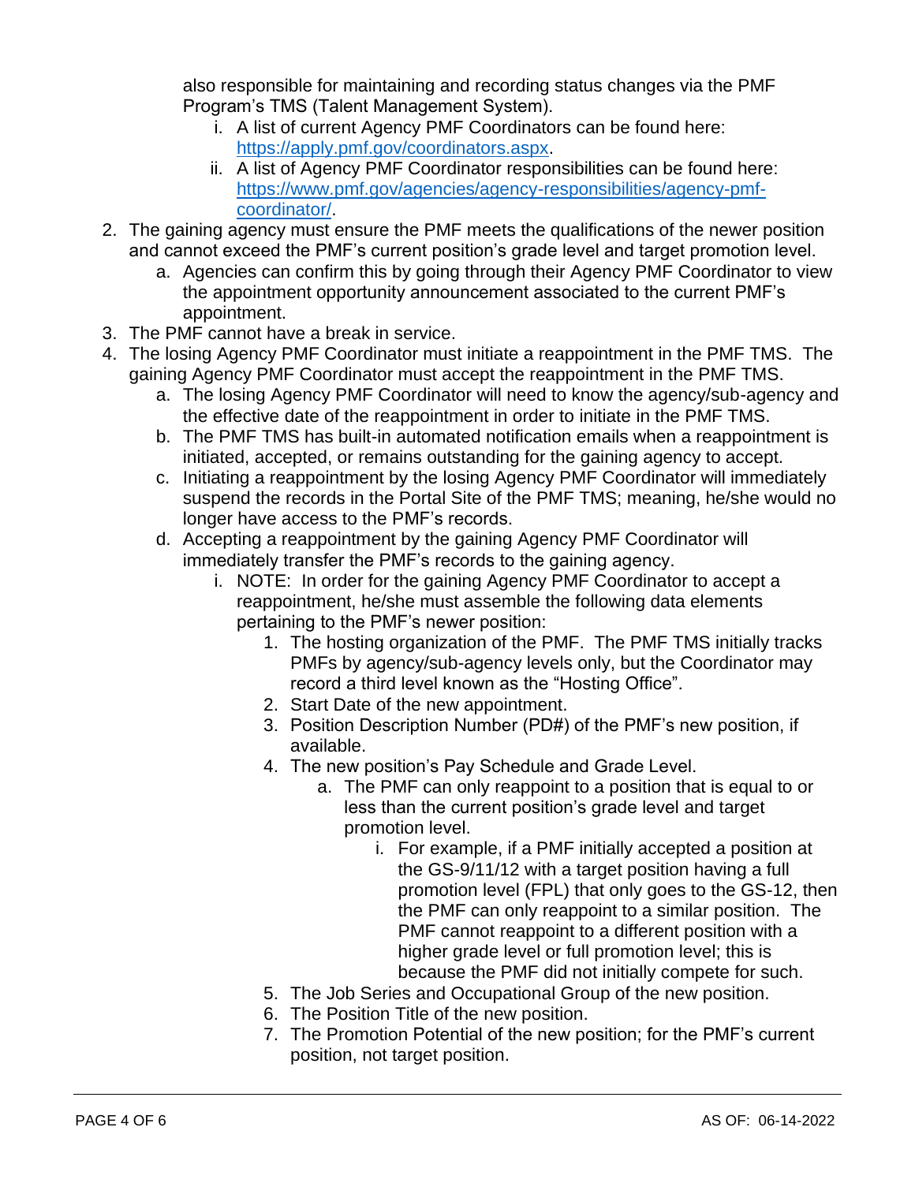also responsible for maintaining and recording status changes via the PMF Program's TMS (Talent Management System).

    i. A list of current Agency PMF Coordinators can be found here: https://apply.pmf.gov/coordinators.aspx.
    ii. A list of Agency PMF Coordinator responsibilities can be found here: https://www.pmf.gov/agencies/agency-responsibilities/agency-pmf-coordinator/.

2. The gaining agency must ensure the PMF meets the qualifications of the newer position and cannot exceed the PMF's current position's grade level and target promotion level.
    a. Agencies can confirm this by going through their Agency PMF Coordinator to view the appointment opportunity announcement associated to the current PMF's appointment.
3. The PMF cannot have a break in service.
4. The losing Agency PMF Coordinator must initiate a reappointment in the PMF TMS. The gaining Agency PMF Coordinator must accept the reappointment in the PMF TMS.
    a. The losing Agency PMF Coordinator will need to know the agency/sub-agency and the effective date of the reappointment in order to initiate in the PMF TMS.
    b. The PMF TMS has built-in automated notification emails when a reappointment is initiated, accepted, or remains outstanding for the gaining agency to accept.
    c. Initiating a reappointment by the losing Agency PMF Coordinator will immediately suspend the records in the Portal Site of the PMF TMS; meaning, he/she would no longer have access to the PMF's records.
    d. Accepting a reappointment by the gaining Agency PMF Coordinator will immediately transfer the PMF's records to the gaining agency.
        i. NOTE: In order for the gaining Agency PMF Coordinator to accept a reappointment, he/she must assemble the following data elements pertaining to the PMF's newer position:
            1. The hosting organization of the PMF. The PMF TMS initially tracks PMFs by agency/sub-agency levels only, but the Coordinator may record a third level known as the "Hosting Office".
            2. Start Date of the new appointment.
            3. Position Description Number (PD#) of the PMF's new position, if available.
            4. The new position's Pay Schedule and Grade Level.
                a. The PMF can only reappoint to a position that is equal to or less than the current position's grade level and target promotion level.
                    i. For example, if a PMF initially accepted a position at the GS-9/11/12 with a target position having a full promotion level (FPL) that only goes to the GS-12, then the PMF can only reappoint to a similar position. The PMF cannot reappoint to a different position with a higher grade level or full promotion level; this is because the PMF did not initially compete for such.
            5. The Job Series and Occupational Group of the new position.
            6. The Position Title of the new position.
            7. The Promotion Potential of the new position; for the PMF's current position, not target position.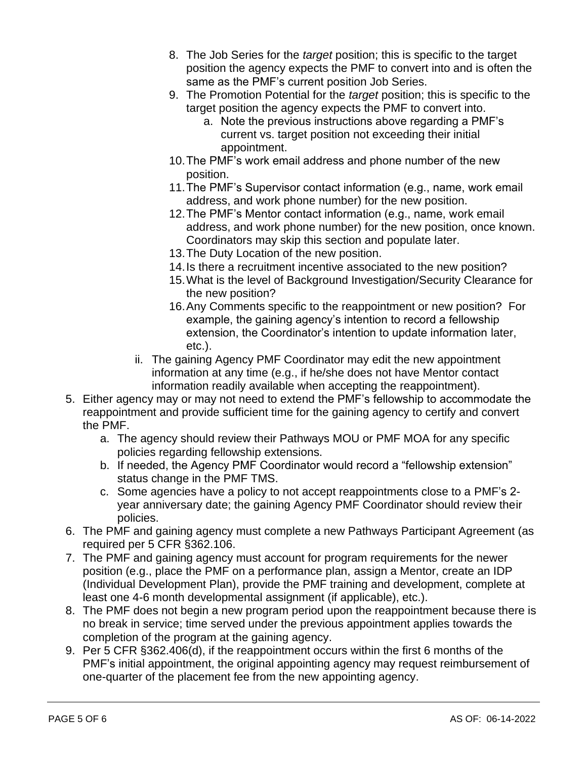8. The Job Series for the *target* position; this is specific to the target position the agency expects the PMF to convert into and is often the same as the PMF's current position Job Series.
9. The Promotion Potential for the *target* position; this is specific to the target position the agency expects the PMF to convert into.
    a. Note the previous instructions above regarding a PMF's current vs. target position not exceeding their initial appointment.
10. The PMF's work email address and phone number of the new position.
11. The PMF's Supervisor contact information (e.g., name, work email address, and work phone number) for the new position.
12. The PMF's Mentor contact information (e.g., name, work email address, and work phone number) for the new position, once known. Coordinators may skip this section and populate later.
13. The Duty Location of the new position.
14. Is there a recruitment incentive associated to the new position?
15. What is the level of Background Investigation/Security Clearance for the new position?
16. Any Comments specific to the reappointment or new position? For example, the gaining agency's intention to record a fellowship extension, the Coordinator's intention to update information later, etc.).

ii. The gaining Agency PMF Coordinator may edit the new appointment information at any time (e.g., if he/she does not have Mentor contact information readily available when accepting the reappointment).

5. Either agency may or may not need to extend the PMF's fellowship to accommodate the reappointment and provide sufficient time for the gaining agency to certify and convert the PMF.
    a. The agency should review their Pathways MOU or PMF MOA for any specific policies regarding fellowship extensions.
    b. If needed, the Agency PMF Coordinator would record a "fellowship extension" status change in the PMF TMS.
    c. Some agencies have a policy to not accept reappointments close to a PMF's 2-year anniversary date; the gaining Agency PMF Coordinator should review their policies.
6. The PMF and gaining agency must complete a new Pathways Participant Agreement (as required per 5 CFR §362.106.
7. The PMF and gaining agency must account for program requirements for the newer position (e.g., place the PMF on a performance plan, assign a Mentor, create an IDP (Individual Development Plan), provide the PMF training and development, complete at least one 4-6 month developmental assignment (if applicable), etc.).
8. The PMF does not begin a new program period upon the reappointment because there is no break in service; time served under the previous appointment applies towards the completion of the program at the gaining agency.
9. Per 5 CFR §362.406(d), if the reappointment occurs within the first 6 months of the PMF's initial appointment, the original appointing agency may request reimbursement of one-quarter of the placement fee from the new appointing agency.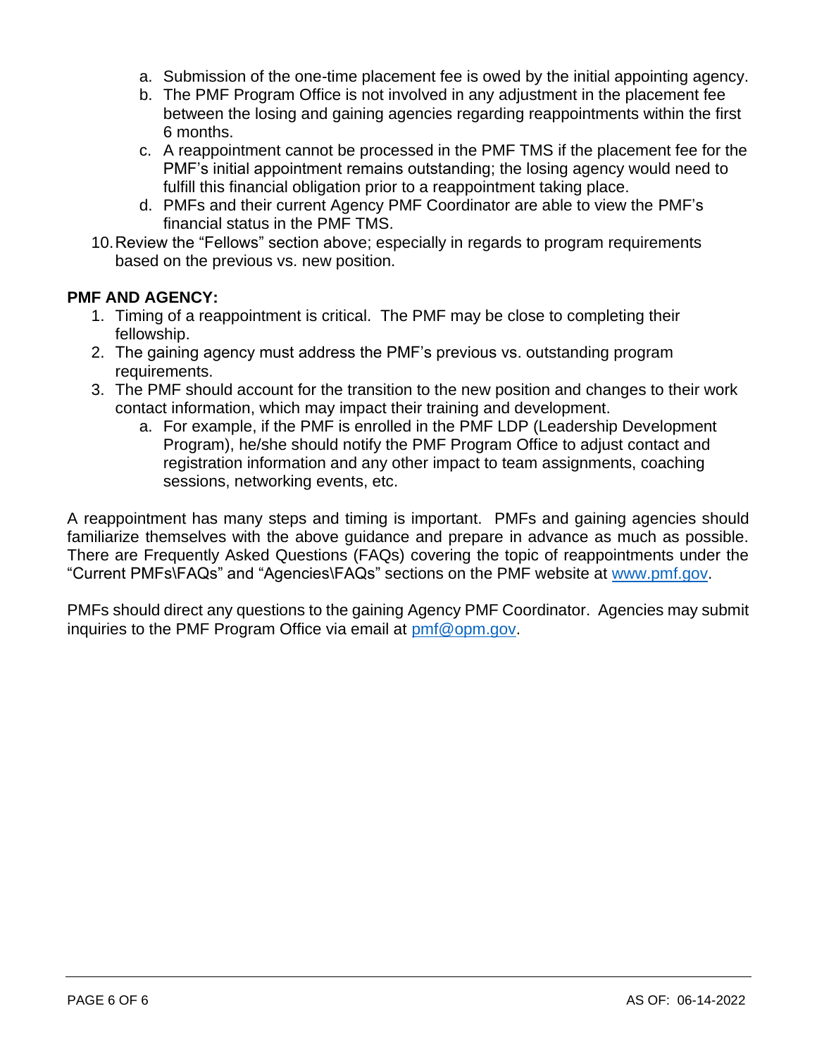a. Submission of the one-time placement fee is owed by the initial appointing agency.
   b. The PMF Program Office is not involved in any adjustment in the placement fee between the losing and gaining agencies regarding reappointments within the first 6 months.
   c. A reappointment cannot be processed in the PMF TMS if the placement fee for the PMF's initial appointment remains outstanding; the losing agency would need to fulfill this financial obligation prior to a reappointment taking place.
   d. PMFs and their current Agency PMF Coordinator are able to view the PMF's financial status in the PMF TMS.

10. Review the "Fellows" section above; especially in regards to program requirements based on the previous vs. new position.

**PMF AND AGENCY:**

1. Timing of a reappointment is critical. The PMF may be close to completing their fellowship.
2. The gaining agency must address the PMF's previous vs. outstanding program requirements.
3. The PMF should account for the transition to the new position and changes to their work contact information, which may impact their training and development.
   a. For example, if the PMF is enrolled in the PMF LDP (Leadership Development Program), he/she should notify the PMF Program Office to adjust contact and registration information and any other impact to team assignments, coaching sessions, networking events, etc.

A reappointment has many steps and timing is important. PMFs and gaining agencies should familiarize themselves with the above guidance and prepare in advance as much as possible. There are Frequently Asked Questions (FAQs) covering the topic of reappointments under the "Current PMFs\FAQs" and "Agencies\FAQs" sections on the PMF website at www.pmf.gov.

PMFs should direct any questions to the gaining Agency PMF Coordinator. Agencies may submit inquiries to the PMF Program Office via email at pmf@opm.gov.

AS OF: 06-14-2022